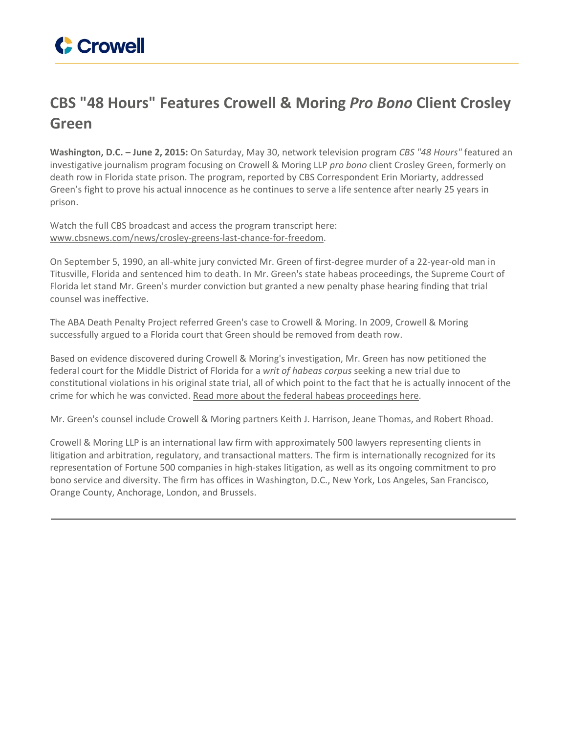# CBS "48 Hours" Features Crowell & Moring *Pro Bono* Client Crosley Green

**Washington, D.C. – June 2, 2015:** On Saturday, May 30, network television program *CBS "48 Hours"* featured an investigative journalism program focusing on Crowell & Moring LLP *pro bono* client Crosley Green, formerly on death row in Florida state prison. The program, reported by CBS Correspondent Erin Moriarty, addressed Green's fight to prove his actual innocence as he continues to serve a life sentence after nearly 25 years in prison.

Watch the full CBS broadcast and access the program transcript here: www.cbsnews.com/news/crosley-greens-last-chance-for-freedom.

On September 5, 1990, an all-white jury convicted Mr. Green of first-degree murder of a 22-year-old man in Titusville, Florida and sentenced him to death. In Mr. Green's state habeas proceedings, the Supreme Court of Florida let stand Mr. Green's murder conviction but granted a new penalty phase hearing finding that trial counsel was ineffective.

The ABA Death Penalty Project referred Green's case to Crowell & Moring. In 2009, Crowell & Moring successfully argued to a Florida court that Green should be removed from death row.

Based on evidence discovered during Crowell & Moring's investigation, Mr. Green has now petitioned the federal court for the Middle District of Florida for a *writ of habeas corpus* seeking a new trial due to constitutional violations in his original state trial, all of which point to the fact that he is actually innocent of the crime for which he was convicted. Read more about the federal habeas proceedings here.

Mr. Green's counsel include Crowell & Moring partners Keith J. Harrison, Jeane Thomas, and Robert Rhoad.

Crowell & Moring LLP is an international law firm with approximately 500 lawyers representing clients in litigation and arbitration, regulatory, and transactional matters. The firm is internationally recognized for its representation of Fortune 500 companies in high-stakes litigation, as well as its ongoing commitment to pro bono service and diversity. The firm has offices in Washington, D.C., New York, Los Angeles, San Francisco, Orange County, Anchorage, London, and Brussels.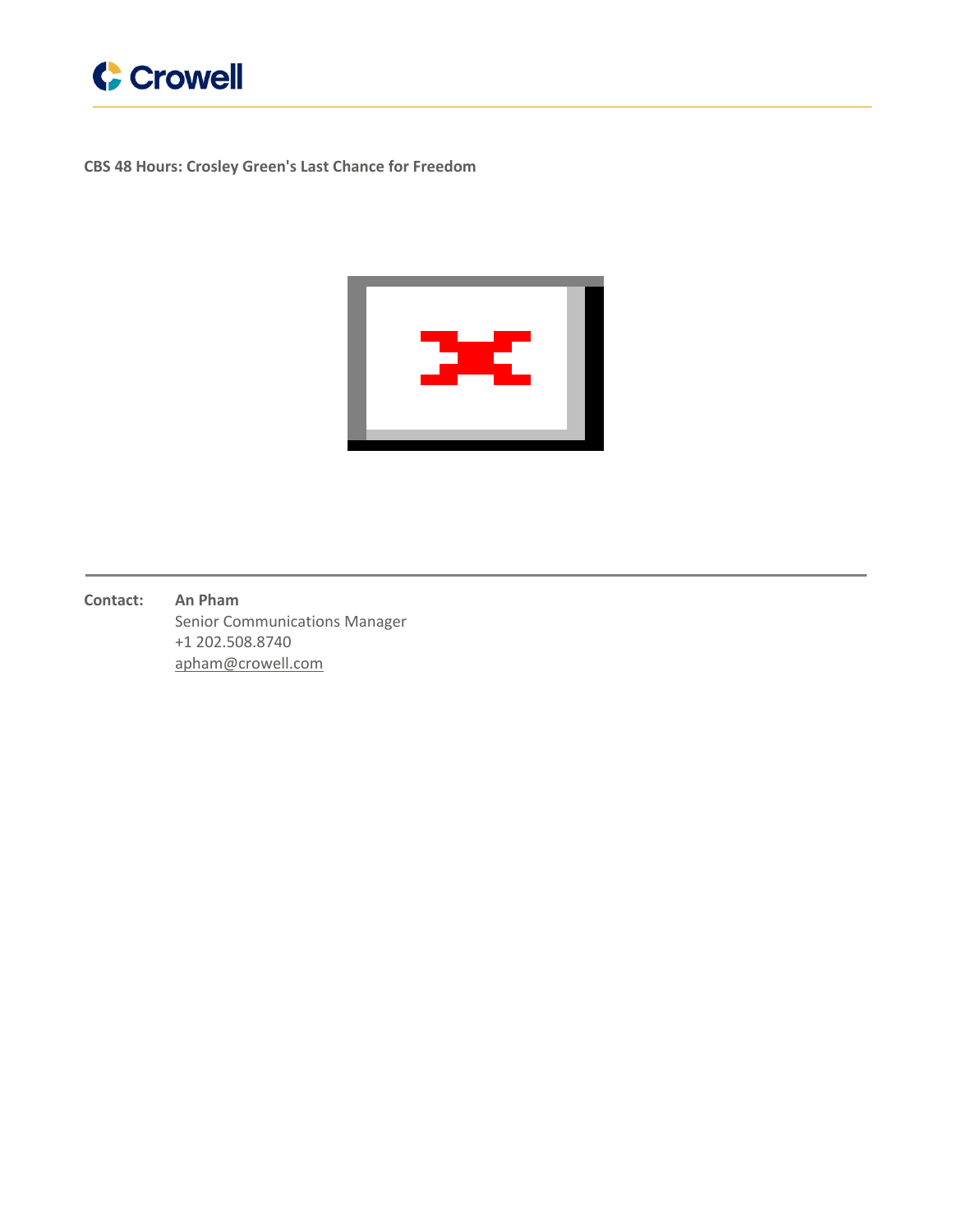**CBS 48 Hours: Crosley Green's Last Chance for Freedom**

---

**Contact:** **An Pham**
Senior Communications Manager
+1 202.508.8740
apham@crowell.com